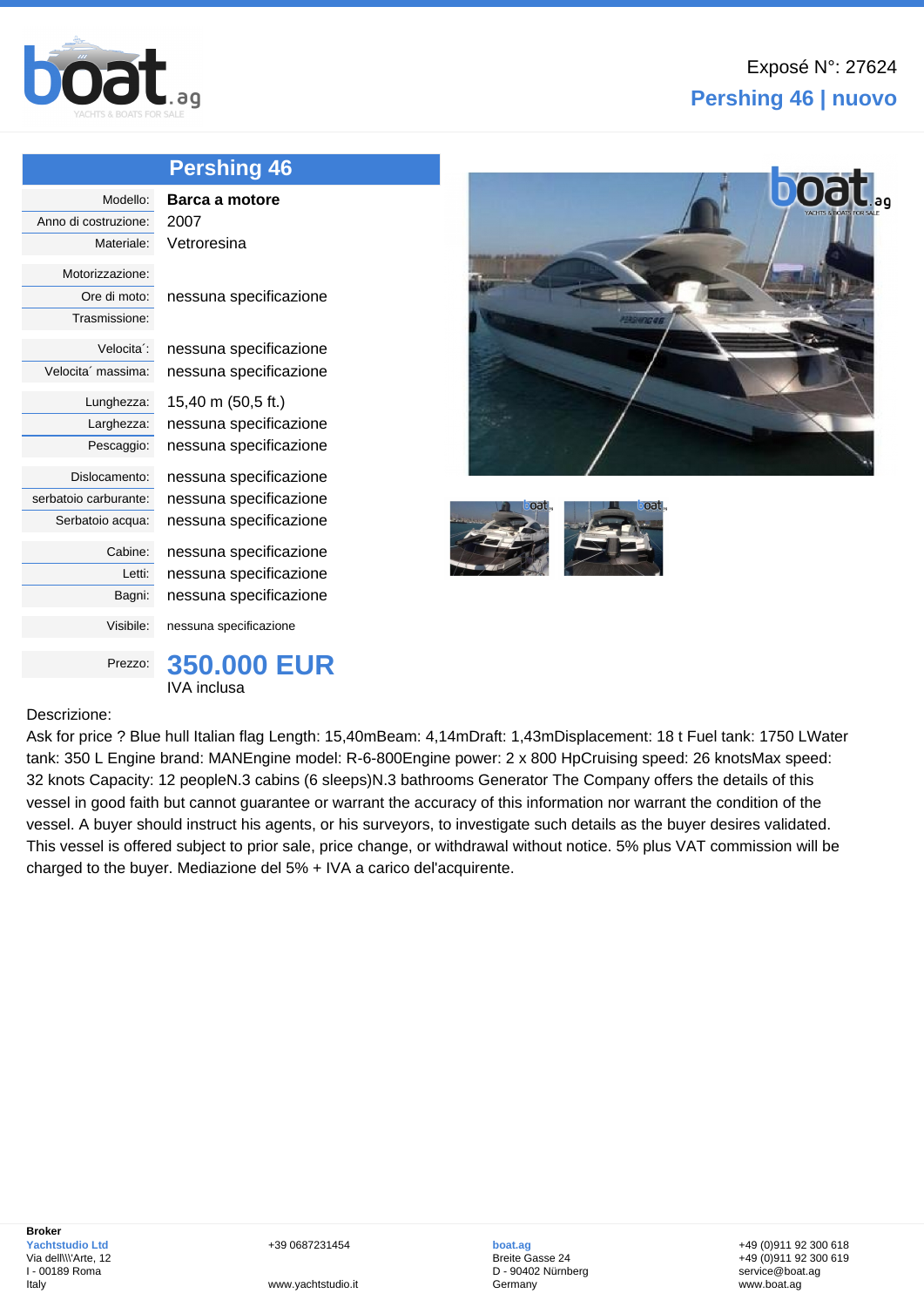Exposé N°: 27624

# Pershing 46 | nuovo

## Pershing 46

| | |
|---|---|
| Modello: | **Barca a motore** |
| Anno di costruzione: | 2007 |
| Materiale: | Vetroresina |
| Motorizzazione: | |
| Ore di moto: | nessuna specificazione |
| Trasmissione: | |
| Velocita´: | nessuna specificazione |
| Velocita´ massima: | nessuna specificazione |
| Lunghezza: | 15,40 m (50,5 ft.) |
| Larghezza: | nessuna specificazione |
| Pescaggio: | nessuna specificazione |
| Dislocamento: | nessuna specificazione |
| serbatoio carburante: | nessuna specificazione |
| Serbatoio acqua: | nessuna specificazione |
| Cabine: | nessuna specificazione |
| Letti: | nessuna specificazione |
| Bagni: | nessuna specificazione |
| Visibile: | nessuna specificazione |
| Prezzo: | **350.000 EUR** IVA inclusa |

Descrizione:

Ask for price ? Blue hull Italian flag Length: 15,40mBeam: 4,14mDraft: 1,43mDisplacement: 18 t Fuel tank: 1750 LWater tank: 350 L Engine brand: MANEngine model: R-6-800Engine power: 2 x 800 HpCruising speed: 26 knotsMax speed: 32 knots Capacity: 12 peopleN.3 cabins (6 sleeps)N.3 bathrooms Generator The Company offers the details of this vessel in good faith but cannot guarantee or warrant the accuracy of this information nor warrant the condition of the vessel. A buyer should instruct his agents, or his surveyors, to investigate such details as the buyer desires validated. This vessel is offered subject to prior sale, price change, or withdrawal without notice. 5% plus VAT commission will be charged to the buyer. Mediazione del 5% + IVA a carico del'acquirente.

**Broker**
Yachtstudio Ltd
Via dell\\\'Arte, 12
I - 00189 Roma
Italy

+39 0687231454
www.yachtstudio.it

boat.ag
Breite Gasse 24
D - 90402 Nürnberg
Germany

+49 (0)911 92 300 618
+49 (0)911 92 300 619
service@boat.ag
www.boat.ag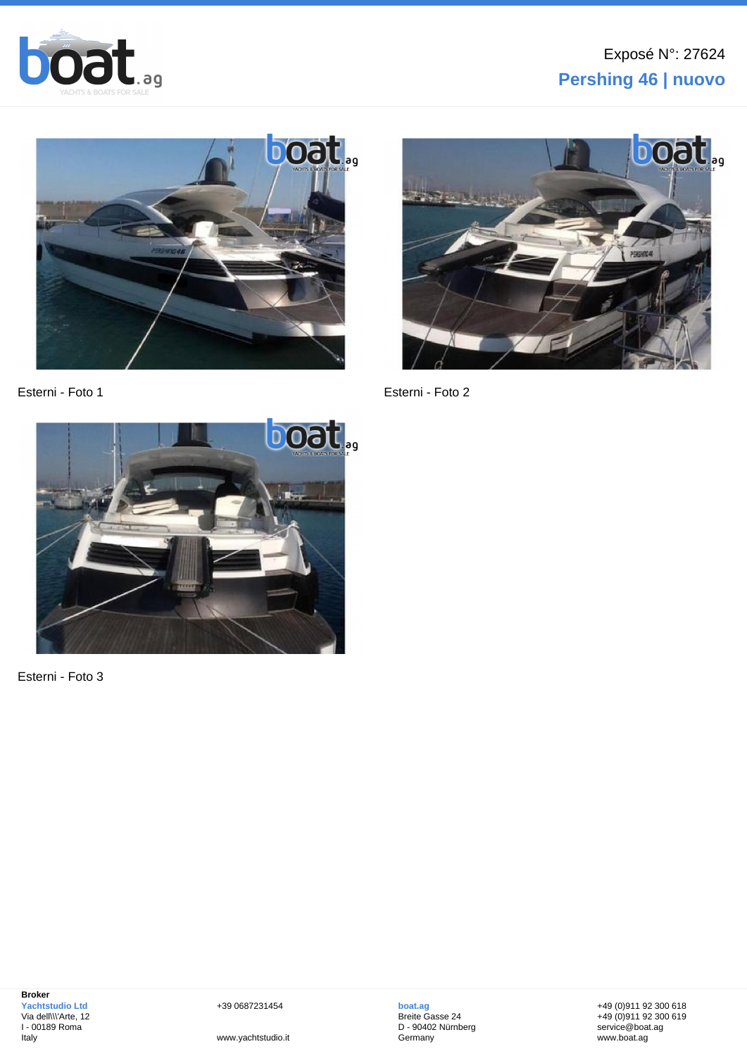Exposé N°: 27624

## Pershing 46 | nuovo

Esterni - Foto 1

Esterni - Foto 2

Esterni - Foto 3

**Broker**
**Yachtstudio Ltd**
Via dell\\\'Arte, 12
I - 00189 Roma
Italy

+39 0687231454

www.yachtstudio.it

**boat.ag**
Breite Gasse 24
D - 90402 Nürnberg
Germany

+49 (0)911 92 300 618
+49 (0)911 92 300 619
service@boat.ag
www.boat.ag